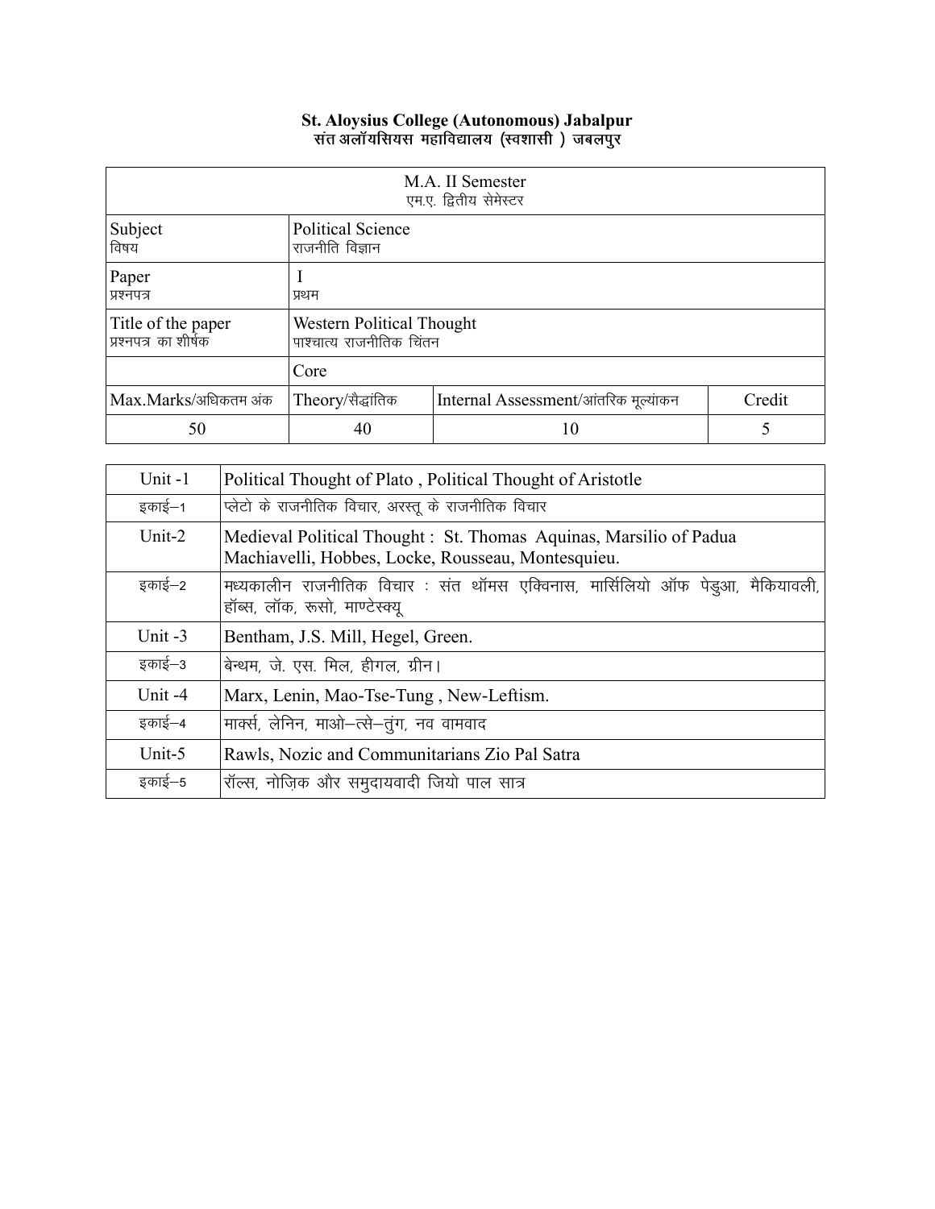**St. Aloysius College (Autonomous) Jabalpur**
**संत अलॉयसियस महाविद्यालय (स्वशासी ) जबलपुर**

| M.A. II Semester<br>एम.ए. द्वितीय सेमेस्टर | | | |
|---|---|---|---|
| Subject<br>विषय | Political Science<br>राजनीति विज्ञान | | |
| Paper<br>प्रश्नपत्र | I<br>प्रथम | | |
| Title of the paper<br>प्रश्नपत्र का शीर्षक | Western Political Thought<br>पाश्चात्य राजनीतिक चिंतन | | |
| | Core | | |
| Max.Marks/अधिकतम अंक | Theory/सैद्धांतिक | Internal Assessment/आंतरिक मूल्यांकन | Credit |
| 50 | 40 | 10 | 5 |

| Unit | Content |
|---|---|
| Unit -1 | Political Thought of Plato , Political Thought of Aristotle |
| इकाई–1 | प्लेटो के राजनीतिक विचार, अरस्तू के राजनीतिक विचार |
| Unit-2 | Medieval Political Thought : St. Thomas Aquinas, Marsilio of Padua Machiavelli, Hobbes, Locke, Rousseau, Montesquieu. |
| इकाई–2 | मध्यकालीन राजनीतिक विचार : संत थॉमस एक्विनास, मार्सिलियो ऑफ पेडुआ, मैकियावली, हॉब्स, लॉक, रूसो, माण्टेस्क्यू |
| Unit -3 | Bentham, J.S. Mill, Hegel, Green. |
| इकाई–3 | बेन्थम, जे. एस. मिल, हीगल, ग्रीन। |
| Unit -4 | Marx, Lenin, Mao-Tse-Tung , New-Leftism. |
| इकाई–4 | मार्क्स, लेनिन, माओ–त्से–तुंग, नव वामवाद |
| Unit-5 | Rawls, Nozic and Communitarians Zio Pal Satra |
| इकाई–5 | रॉल्स, नोज़िक और समुदायवादी जियो पाल सात्र |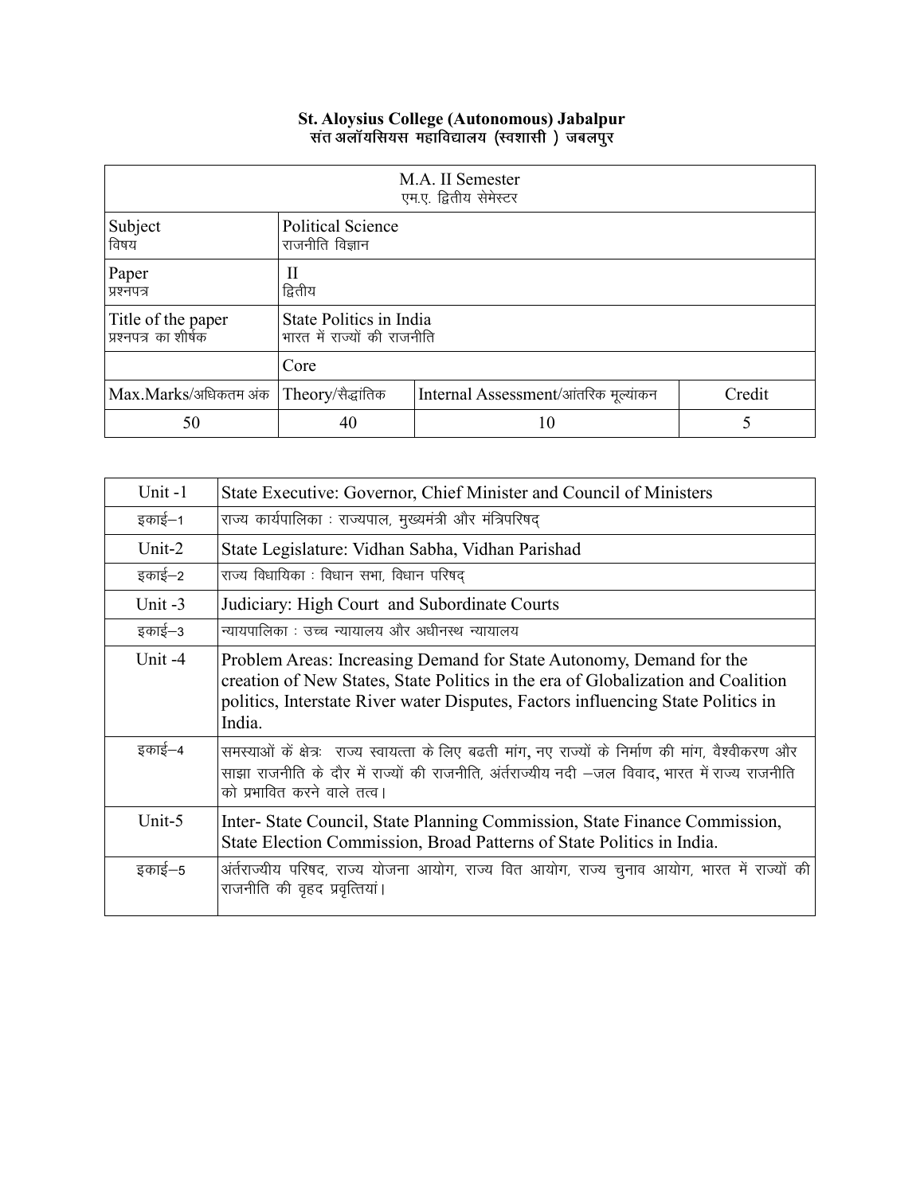## St. Aloysius College (Autonomous) Jabalpur
## संत अलॉयसियस महाविद्यालय (स्वशासी ) जबलपुर

| M.A. II Semester<br>एम.ए. द्वितीय सेमेस्टर | | | |
|---|---|---|---|
| Subject<br>विषय | Political Science<br>राजनीति विज्ञान | | |
| Paper<br>प्रश्नपत्र | II<br>द्वितीय | | |
| Title of the paper<br>प्रश्नपत्र का शीर्षक | State Politics in India<br>भारत में राज्यों की राजनीति | | |
| | Core | | |
| Max.Marks/अधिकतम अंक | Theory/सैद्धांतिक | Internal Assessment/आंतरिक मूल्यांकन | Credit |
| 50 | 40 | 10 | 5 |

| Unit | Content |
|---|---|
| Unit -1 | State Executive: Governor, Chief Minister and Council of Ministers |
| इकाई–1 | राज्य कार्यपालिका : राज्यपाल, मुख्यमंत्री और मंत्रिपरिषद् |
| Unit-2 | State Legislature: Vidhan Sabha, Vidhan Parishad |
| इकाई–2 | राज्य विधायिका : विधान सभा, विधान परिषद् |
| Unit -3 | Judiciary: High Court and Subordinate Courts |
| इकाई–3 | न्यायपालिका : उच्च न्यायालय और अधीनस्थ न्यायालय |
| Unit -4 | Problem Areas: Increasing Demand for State Autonomy, Demand for the creation of New States, State Politics in the era of Globalization and Coalition politics, Interstate River water Disputes, Factors influencing State Politics in India. |
| इकाई–4 | समस्याओं कें क्षेत्रः राज्य स्वायत्ता के लिए बढती मांग, नए राज्यों के निर्माण की मांग, वैश्वीकरण और साझा राजनीति के दौर में राज्यों की राजनीति, अंर्तराज्यीय नदी –जल विवाद, भारत में राज्य राजनीति को प्रभावित करने वाले तत्व। |
| Unit-5 | Inter- State Council, State Planning Commission, State Finance Commission, State Election Commission, Broad Patterns of State Politics in India. |
| इकाई–5 | अंर्तराज्यीय परिषद, राज्य योजना आयोग, राज्य वित आयोग, राज्य चुनाव आयोग, भारत में राज्यों की राजनीति की वृहद प्रवृत्तियां। |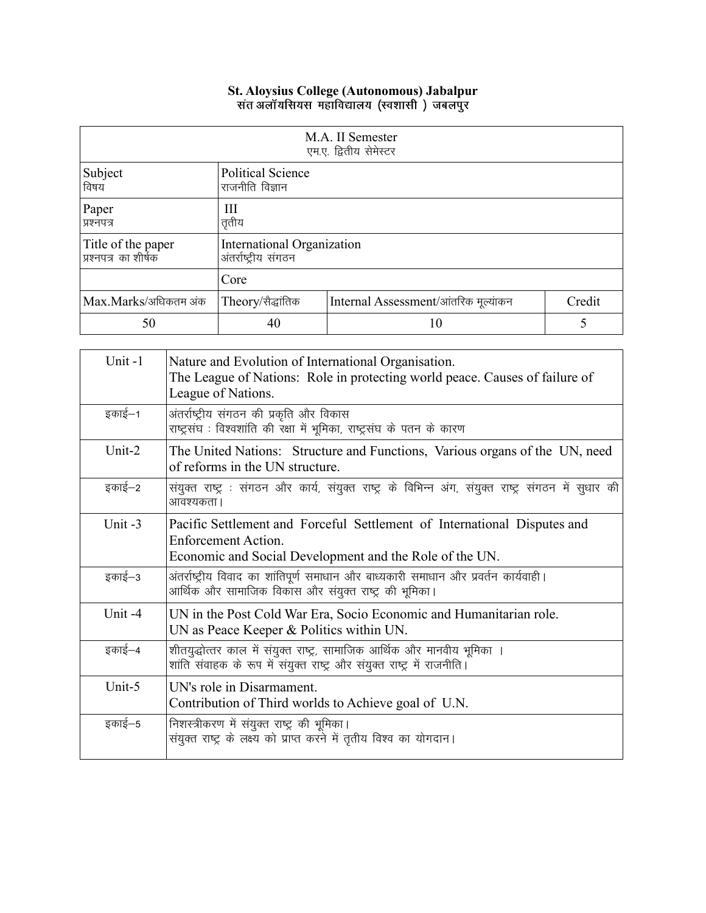**St. Aloysius College (Autonomous) Jabalpur**
**संत अलॉयसियस महाविद्यालय (स्वशासी) जबलपुर**

| M.A. II Semester<br>एम.ए. द्वितीय सेमेस्टर | | | |
|---|---|---|---|
| Subject<br>विषय | Political Science<br>राजनीति विज्ञान | | |
| Paper<br>प्रश्नपत्र | III<br>तृतीय | | |
| Title of the paper<br>प्रश्नपत्र का शीर्षक | International Organization<br>अंतर्राष्ट्रीय संगठन | | |
| | Core | | |
| Max.Marks/अधिकतम अंक | Theory/सैद्धांतिक | Internal Assessment/आंतरिक मूल्यांकन | Credit |
| 50 | 40 | 10 | 5 |

| | |
|---|---|
| Unit -1 | Nature and Evolution of International Organisation.<br>The League of Nations: Role in protecting world peace. Causes of failure of League of Nations. |
| इकाई–1 | अंतर्राष्ट्रीय संगठन की प्रकृति और विकास<br>राष्ट्रसंघ : विश्वशांति की रक्षा में भूमिका, राष्ट्रसंघ के पतन के कारण |
| Unit-2 | The United Nations: Structure and Functions, Various organs of the UN, need of reforms in the UN structure. |
| इकाई–2 | संयुक्त राष्ट्र : संगठन और कार्य, संयुक्त राष्ट्र के विभिन्न अंग, संयुक्त राष्ट्र संगठन में सुधार की आवश्यकता। |
| Unit -3 | Pacific Settlement and Forceful Settlement of International Disputes and Enforcement Action.<br>Economic and Social Development and the Role of the UN. |
| इकाई–3 | अंतर्राष्ट्रीय विवाद का शांतिपूर्ण समाधान और बाध्यकारी समाधान और प्रवर्तन कार्यवाही।<br>आर्थिक और सामाजिक विकास और संयुक्त राष्ट्र की भूमिका। |
| Unit -4 | UN in the Post Cold War Era, Socio Economic and Humanitarian role.<br>UN as Peace Keeper & Politics within UN. |
| इकाई–4 | शीतयुद्धोत्तर काल में संयुक्त राष्ट्र, सामाजिक आर्थिक और मानवीय भूमिका ।<br>शांति संवाहक के रूप में संयुक्त राष्ट्र और संयुक्त राष्ट्र में राजनीति। |
| Unit-5 | UN's role in Disarmament.<br>Contribution of Third worlds to Achieve goal of U.N. |
| इकाई–5 | निशस्त्रीकरण में संयुक्त राष्ट्र की भूमिका।<br>संयुक्त राष्ट्र के लक्ष्य को प्राप्त करने में तृतीय विश्व का योगदान। |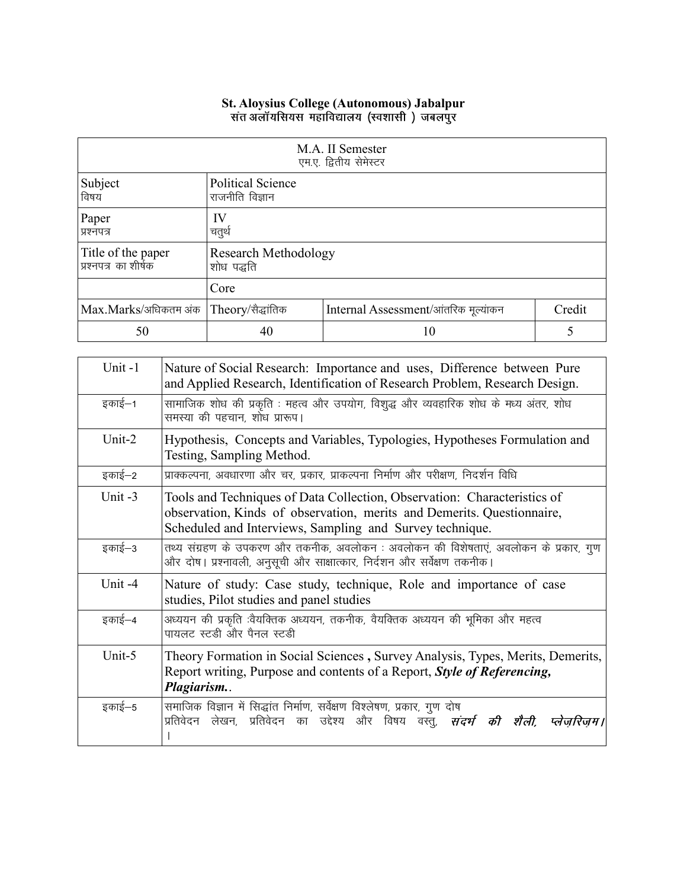**St. Aloysius College (Autonomous) Jabalpur**
**संत अलॉयसियस महाविद्यालय (स्वशासी ) जबलपुर**

| M.A. II Semester<br>एम.ए. द्वितीय सेमेस्टर | | | |
|---|---|---|---|
| Subject<br>विषय | Political Science<br>राजनीति विज्ञान | | |
| Paper<br>प्रश्नपत्र | IV<br>चतुर्थ | | |
| Title of the paper<br>प्रश्नपत्र का शीर्षक | Research Methodology<br>शोध पद्धति | | |
| | Core | | |
| Max.Marks/अधिकतम अंक | Theory/सैद्धांतिक | Internal Assessment/आंतरिक मूल्यांकन | Credit |
| 50 | 40 | 10 | 5 |

| | |
|---|---|
| Unit -1 | Nature of Social Research: Importance and uses, Difference between Pure and Applied Research, Identification of Research Problem, Research Design. |
| इकाई–1 | सामाजिक शोध की प्रकृति : महत्व और उपयोग, विशुद्ध और व्यवहारिक शोध के मध्य अंतर, शोध समस्या की पहचान, शोध प्रारूप। |
| Unit-2 | Hypothesis, Concepts and Variables, Typologies, Hypotheses Formulation and Testing, Sampling Method. |
| इकाई–2 | प्राक्कल्पना, अवधारणा और चर, प्रकार, प्राकल्पना निर्माण और परीक्षण, निदर्शन विधि |
| Unit -3 | Tools and Techniques of Data Collection, Observation: Characteristics of observation, Kinds of observation, merits and Demerits. Questionnaire, Scheduled and Interviews, Sampling and Survey technique. |
| इकाई–3 | तथ्य संग्रहण के उपकरण और तकनीक, अवलोकन : अवलोकन की विशेषताएं, अवलोकन के प्रकार, गुण और दोष। प्रश्नावली, अनुसूची और साक्षात्कार, निर्दशन और सर्वेक्षण तकनीक। |
| Unit -4 | Nature of study: Case study, technique, Role and importance of case studies, Pilot studies and panel studies |
| इकाई–4 | अध्ययन की प्रकृति :वैयक्तिक अध्ययन, तकनीक, वैयक्तिक अध्ययन की भूमिका और महत्व पायलट स्टडी और पैनल स्टडी |
| Unit-5 | Theory Formation in Social Sciences , Survey Analysis, Types, Merits, Demerits, Report writing, Purpose and contents of a Report, ***Style of Referencing, Plagiarism.*** . |
| इकाई–5 | समाजिक विज्ञान में सिद्धांत निर्माण, सर्वेक्षण विश्लेषण, प्रकार, गुण दोष प्रतिवेदन लेखन, प्रतिवेदन का उद्देश्य और विषय वस्तु, ***संदर्भ की शैली, प्लेज़रिज़म।*** । |